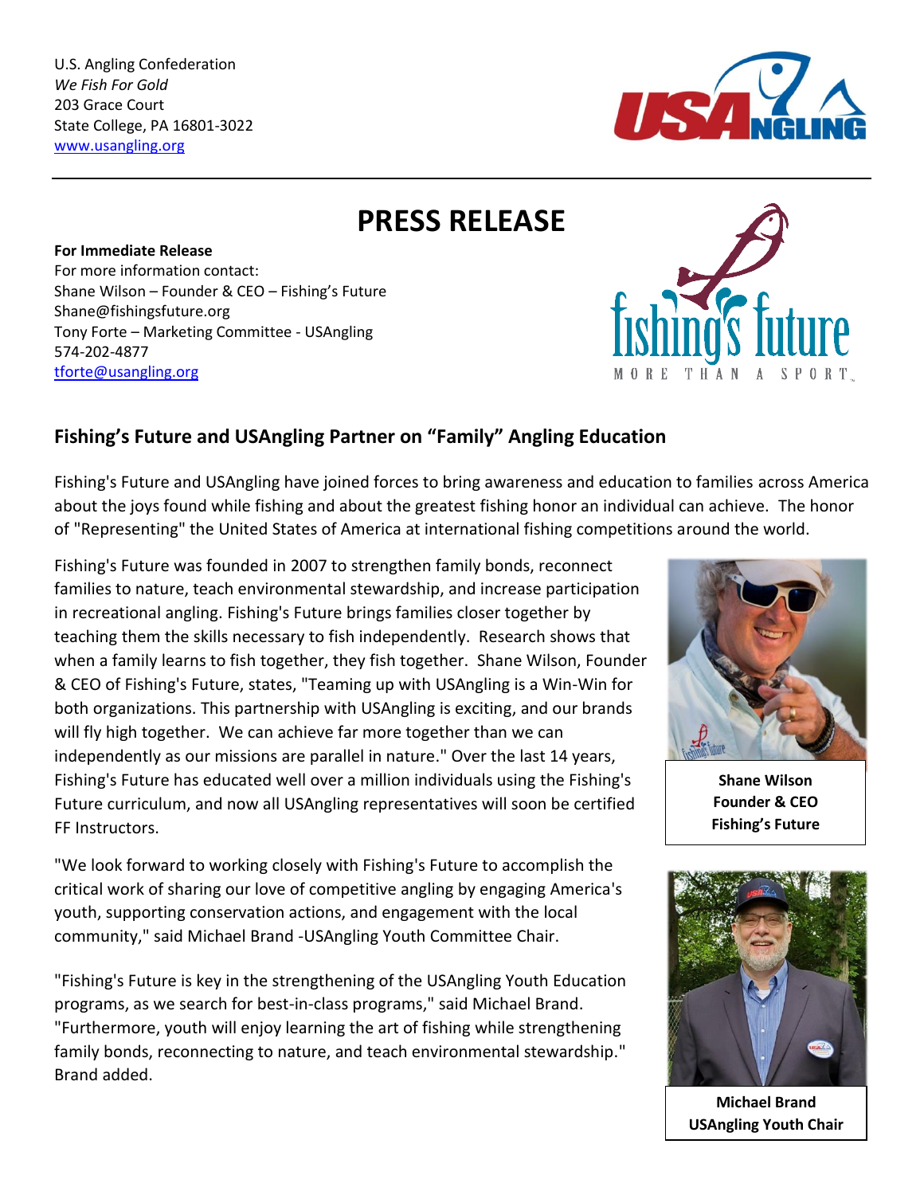U.S. Angling Confederation
*We Fish For Gold*
203 Grace Court
State College, PA 16801-3022
www.usangling.org

# PRESS RELEASE

**For Immediate Release**
For more information contact:
Shane Wilson – Founder & CEO – Fishing's Future
Shane@fishingsfuture.org
Tony Forte – Marketing Committee - USAngling
574-202-4877
tforte@usangling.org

## Fishing's Future and USAngling Partner on "Family" Angling Education

Fishing's Future and USAngling have joined forces to bring awareness and education to families across America about the joys found while fishing and about the greatest fishing honor an individual can achieve. The honor of "Representing" the United States of America at international fishing competitions around the world.

Fishing's Future was founded in 2007 to strengthen family bonds, reconnect families to nature, teach environmental stewardship, and increase participation in recreational angling. Fishing's Future brings families closer together by teaching them the skills necessary to fish independently. Research shows that when a family learns to fish together, they fish together. Shane Wilson, Founder & CEO of Fishing's Future, states, "Teaming up with USAngling is a Win-Win for both organizations. This partnership with USAngling is exciting, and our brands will fly high together. We can achieve far more together than we can independently as our missions are parallel in nature." Over the last 14 years, Fishing's Future has educated well over a million individuals using the Fishing's Future curriculum, and now all USAngling representatives will soon be certified FF Instructors.

**Shane Wilson**
**Founder & CEO**
**Fishing's Future**

"We look forward to working closely with Fishing's Future to accomplish the critical work of sharing our love of competitive angling by engaging America's youth, supporting conservation actions, and engagement with the local community," said Michael Brand -USAngling Youth Committee Chair.

"Fishing's Future is key in the strengthening of the USAngling Youth Education programs, as we search for best-in-class programs," said Michael Brand. "Furthermore, youth will enjoy learning the art of fishing while strengthening family bonds, reconnecting to nature, and teach environmental stewardship." Brand added.

**Michael Brand**
**USAngling Youth Chair**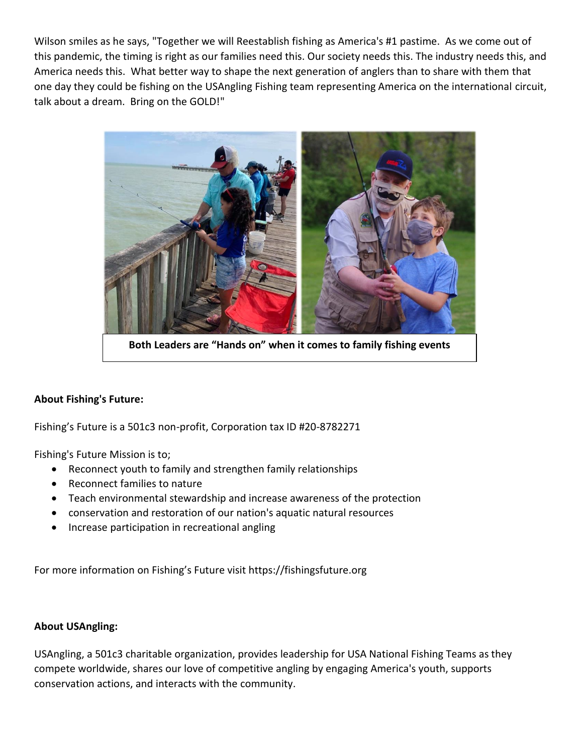Wilson smiles as he says, "Together we will Reestablish fishing as America's #1 pastime. As we come out of this pandemic, the timing is right as our families need this. Our society needs this. The industry needs this, and America needs this. What better way to shape the next generation of anglers than to share with them that one day they could be fishing on the USAngling Fishing team representing America on the international circuit, talk about a dream. Bring on the GOLD!"

**Both Leaders are "Hands on" when it comes to family fishing events**

**About Fishing's Future:**

Fishing's Future is a 501c3 non-profit, Corporation tax ID #20-8782271

Fishing's Future Mission is to;

- Reconnect youth to family and strengthen family relationships
- Reconnect families to nature
- Teach environmental stewardship and increase awareness of the protection
- conservation and restoration of our nation's aquatic natural resources
- Increase participation in recreational angling

For more information on Fishing's Future visit https://fishingsfuture.org

**About USAngling:**

USAngling, a 501c3 charitable organization, provides leadership for USA National Fishing Teams as they compete worldwide, shares our love of competitive angling by engaging America's youth, supports conservation actions, and interacts with the community.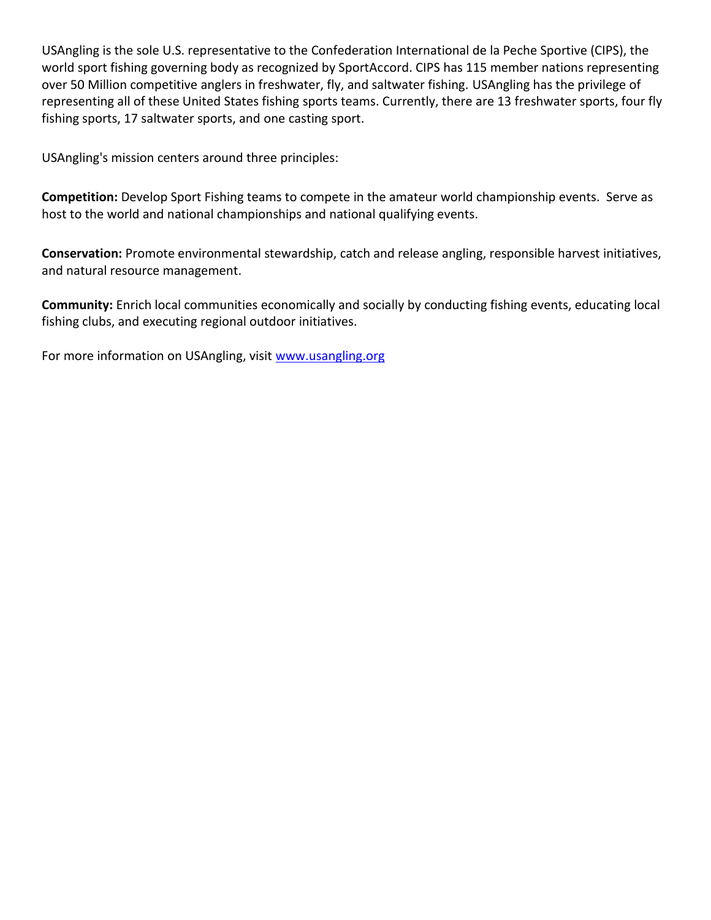USAngling is the sole U.S. representative to the Confederation International de la Peche Sportive (CIPS), the world sport fishing governing body as recognized by SportAccord. CIPS has 115 member nations representing over 50 Million competitive anglers in freshwater, fly, and saltwater fishing. USAngling has the privilege of representing all of these United States fishing sports teams. Currently, there are 13 freshwater sports, four fly fishing sports, 17 saltwater sports, and one casting sport.

USAngling's mission centers around three principles:

**Competition:** Develop Sport Fishing teams to compete in the amateur world championship events. Serve as host to the world and national championships and national qualifying events.

**Conservation:** Promote environmental stewardship, catch and release angling, responsible harvest initiatives, and natural resource management.

**Community:** Enrich local communities economically and socially by conducting fishing events, educating local fishing clubs, and executing regional outdoor initiatives.

For more information on USAngling, visit [www.usangling.org](http://www.usangling.org)